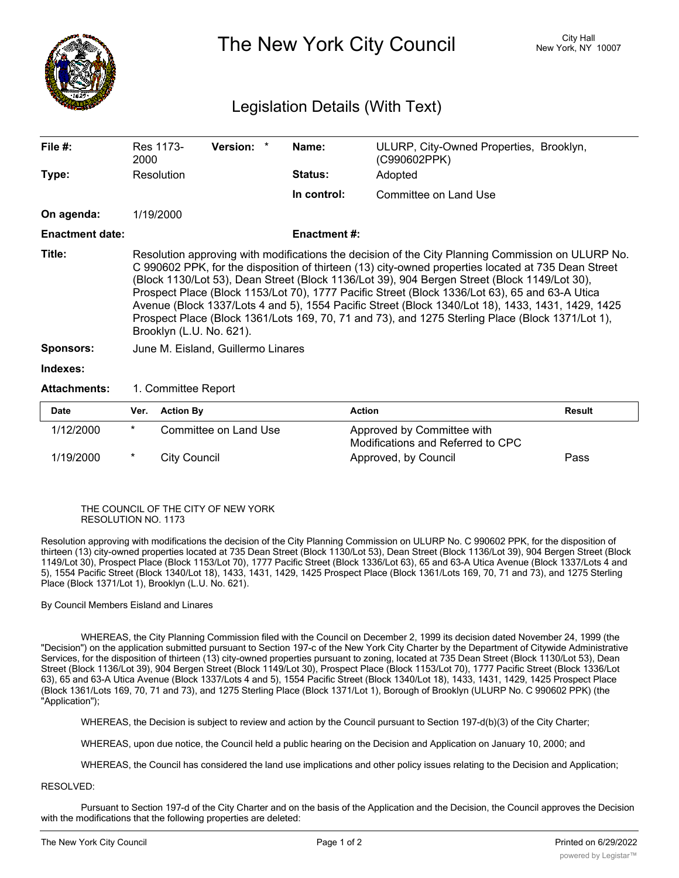# The New York City Council

City Hall
New York, NY 10007

## Legislation Details (With Text)

| | | | | | |
|---|---|---|---|---|---|
| **File #:** | Res 1173-2000 | **Version:** | * | **Name:** | ULURP, City-Owned Properties, Brooklyn, (C990602PPK) |
| **Type:** | Resolution | | | **Status:** | Adopted |
| | | | | **In control:** | Committee on Land Use |
| **On agenda:** | 1/19/2000 | | | | |
| **Enactment date:** | | | | **Enactment #:** | |

**Title:** Resolution approving with modifications the decision of the City Planning Commission on ULURP No. C 990602 PPK, for the disposition of thirteen (13) city-owned properties located at 735 Dean Street (Block 1130/Lot 53), Dean Street (Block 1136/Lot 39), 904 Bergen Street (Block 1149/Lot 30), Prospect Place (Block 1153/Lot 70), 1777 Pacific Street (Block 1336/Lot 63), 65 and 63-A Utica Avenue (Block 1337/Lots 4 and 5), 1554 Pacific Street (Block 1340/Lot 18), 1433, 1431, 1429, 1425 Prospect Place (Block 1361/Lots 169, 70, 71 and 73), and 1275 Sterling Place (Block 1371/Lot 1), Brooklyn (L.U. No. 621).

**Sponsors:** June M. Eisland, Guillermo Linares

**Indexes:**

**Attachments:** 1. Committee Report

| Date | Ver. | Action By | Action | Result |
|---|---|---|---|---|
| 1/12/2000 | * | Committee on Land Use | Approved by Committee with Modifications and Referred to CPC | |
| 1/19/2000 | * | City Council | Approved, by Council | Pass |

THE COUNCIL OF THE CITY OF NEW YORK
RESOLUTION NO. 1173

Resolution approving with modifications the decision of the City Planning Commission on ULURP No. C 990602 PPK, for the disposition of thirteen (13) city-owned properties located at 735 Dean Street (Block 1130/Lot 53), Dean Street (Block 1136/Lot 39), 904 Bergen Street (Block 1149/Lot 30), Prospect Place (Block 1153/Lot 70), 1777 Pacific Street (Block 1336/Lot 63), 65 and 63-A Utica Avenue (Block 1337/Lots 4 and 5), 1554 Pacific Street (Block 1340/Lot 18), 1433, 1431, 1429, 1425 Prospect Place (Block 1361/Lots 169, 70, 71 and 73), and 1275 Sterling Place (Block 1371/Lot 1), Brooklyn (L.U. No. 621).

By Council Members Eisland and Linares

WHEREAS, the City Planning Commission filed with the Council on December 2, 1999 its decision dated November 24, 1999 (the "Decision") on the application submitted pursuant to Section 197-c of the New York City Charter by the Department of Citywide Administrative Services, for the disposition of thirteen (13) city-owned properties pursuant to zoning, located at 735 Dean Street (Block 1130/Lot 53), Dean Street (Block 1136/Lot 39), 904 Bergen Street (Block 1149/Lot 30), Prospect Place (Block 1153/Lot 70), 1777 Pacific Street (Block 1336/Lot 63), 65 and 63-A Utica Avenue (Block 1337/Lots 4 and 5), 1554 Pacific Street (Block 1340/Lot 18), 1433, 1431, 1429, 1425 Prospect Place (Block 1361/Lots 169, 70, 71 and 73), and 1275 Sterling Place (Block 1371/Lot 1), Borough of Brooklyn (ULURP No. C 990602 PPK) (the "Application");

WHEREAS, the Decision is subject to review and action by the Council pursuant to Section 197-d(b)(3) of the City Charter;

WHEREAS, upon due notice, the Council held a public hearing on the Decision and Application on January 10, 2000; and

WHEREAS, the Council has considered the land use implications and other policy issues relating to the Decision and Application;

RESOLVED:

Pursuant to Section 197-d of the City Charter and on the basis of the Application and the Decision, the Council approves the Decision with the modifications that the following properties are deleted: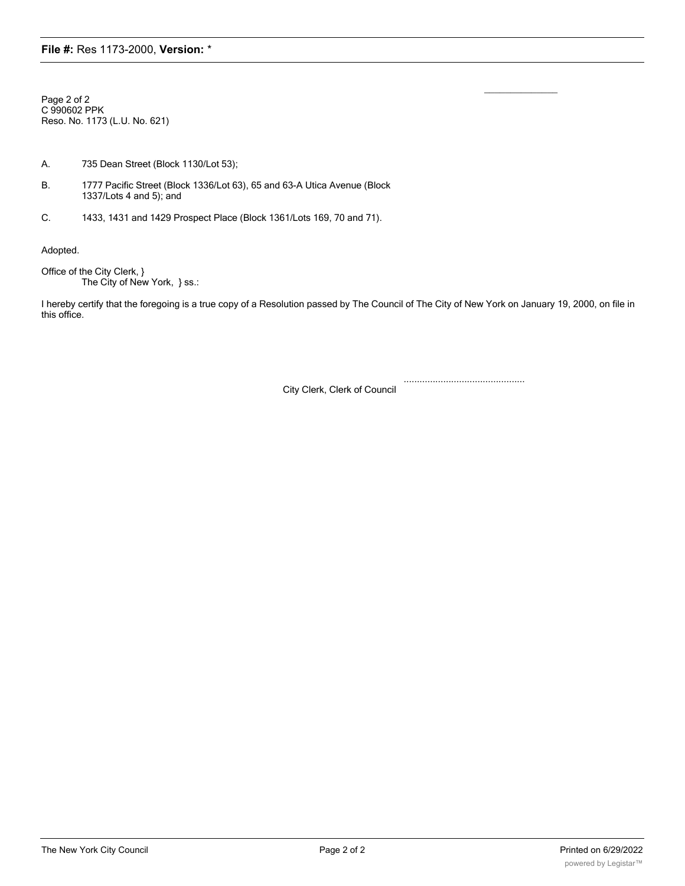Page 2 of 2
C 990602 PPK
Reso. No. 1173 (L.U. No. 621)

A. 735 Dean Street (Block 1130/Lot 53);

B. 1777 Pacific Street (Block 1336/Lot 63), 65 and 63-A Utica Avenue (Block 1337/Lots 4 and 5); and

C. 1433, 1431 and 1429 Prospect Place (Block 1361/Lots 169, 70 and 71).

Adopted.

Office of the City Clerk, }
The City of New York, } ss.:

I hereby certify that the foregoing is a true copy of a Resolution passed by The Council of The City of New York on January 19, 2000, on file in this office.

..............................................
City Clerk, Clerk of Council